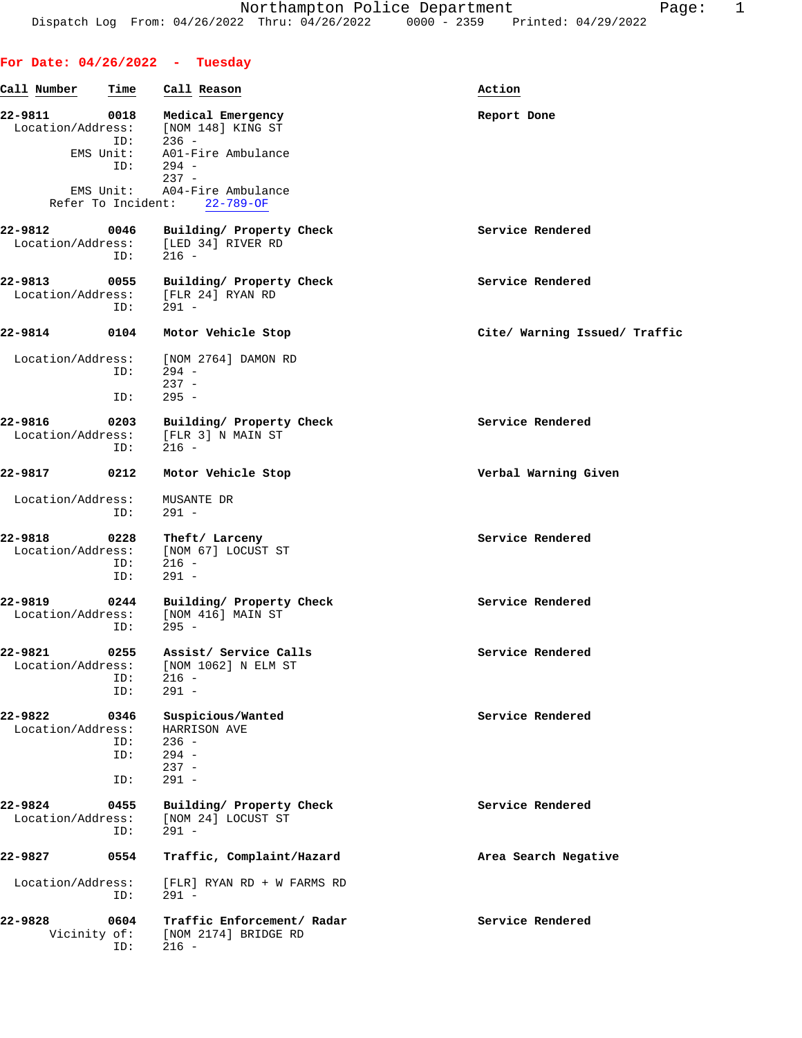Northampton Police Department
Dispatch Log From: 04/26/2022 Thru: 04/26/2022 0000 - 2359 Printed: 04/29/2022

## For Date: 04/26/2022 - Tuesday

| Call Number | Time | Call Reason | Action |
|---|---|---|---|

**22-9811** 0018 **Medical Emergency** — **Report Done**
Location/Address: [NOM 148] KING ST
ID: 236 -
EMS Unit: A01-Fire Ambulance
ID: 294 -
237 -
EMS Unit: A04-Fire Ambulance
Refer To Incident: 22-789-OF

**22-9812** 0046 **Building/ Property Check** — **Service Rendered**
Location/Address: [LED 34] RIVER RD
ID: 216 -

**22-9813** 0055 **Building/ Property Check** — **Service Rendered**
Location/Address: [FLR 24] RYAN RD
ID: 291 -

**22-9814** 0104 **Motor Vehicle Stop** — **Cite/ Warning Issued/ Traffic**
Location/Address: [NOM 2764] DAMON RD
ID: 294 -
237 -
ID: 295 -

**22-9816** 0203 **Building/ Property Check** — **Service Rendered**
Location/Address: [FLR 3] N MAIN ST
ID: 216 -

**22-9817** 0212 **Motor Vehicle Stop** — **Verbal Warning Given**
Location/Address: MUSANTE DR
ID: 291 -

**22-9818** 0228 **Theft/ Larceny** — **Service Rendered**
Location/Address: [NOM 67] LOCUST ST
ID: 216 -
ID: 291 -

**22-9819** 0244 **Building/ Property Check** — **Service Rendered**
Location/Address: [NOM 416] MAIN ST
ID: 295 -

**22-9821** 0255 **Assist/ Service Calls** — **Service Rendered**
Location/Address: [NOM 1062] N ELM ST
ID: 216 -
ID: 291 -

**22-9822** 0346 **Suspicious/Wanted** — **Service Rendered**
Location/Address: HARRISON AVE
ID: 236 -
ID: 294 -
237 -
ID: 291 -

**22-9824** 0455 **Building/ Property Check** — **Service Rendered**
Location/Address: [NOM 24] LOCUST ST
ID: 291 -

**22-9827** 0554 **Traffic, Complaint/Hazard** — **Area Search Negative**
Location/Address: [FLR] RYAN RD + W FARMS RD
ID: 291 -

**22-9828** 0604 **Traffic Enforcement/ Radar** — **Service Rendered**
Vicinity of: [NOM 2174] BRIDGE RD
ID: 216 -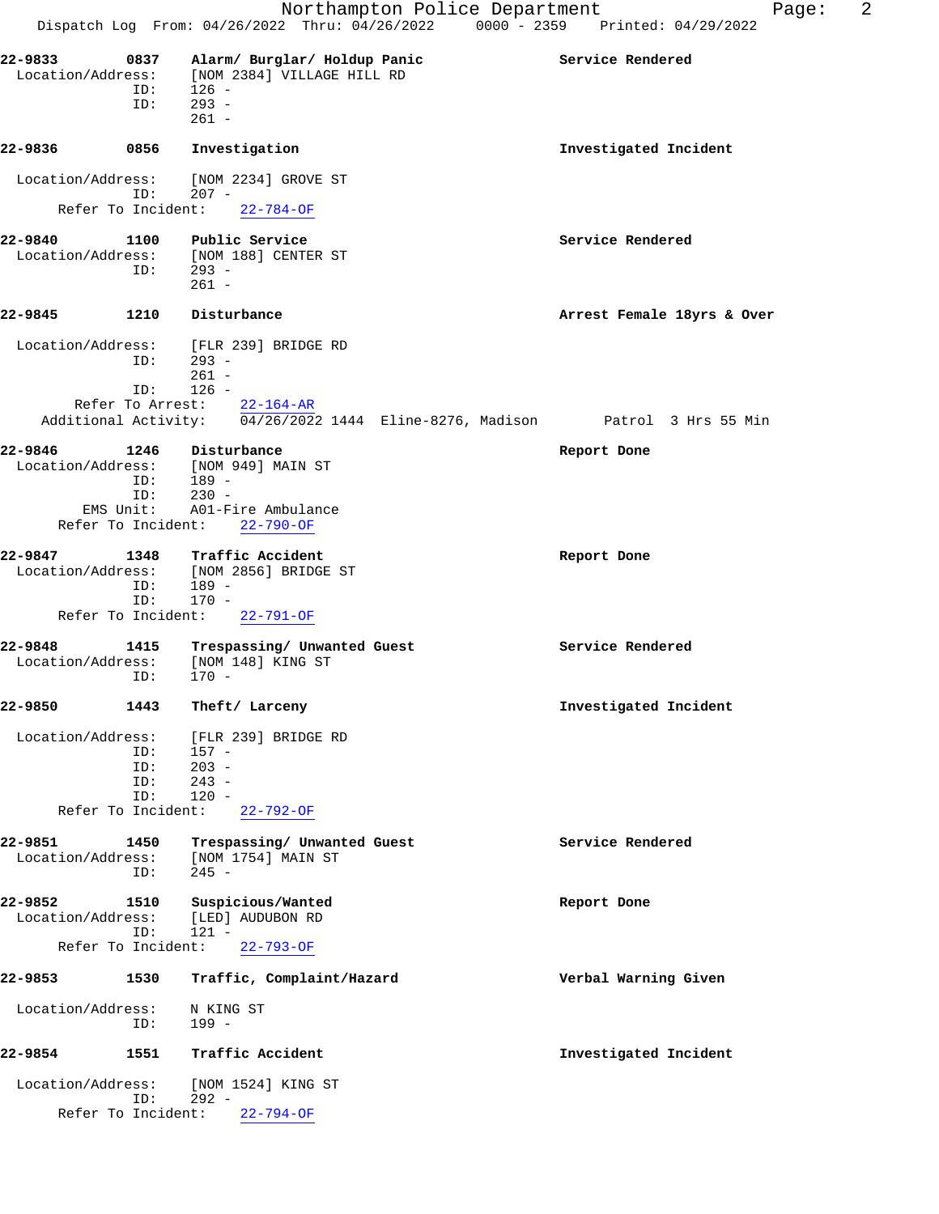Northampton Police Department
Dispatch Log From: 04/26/2022 Thru: 04/26/2022 0000 - 2359 Printed: 04/29/2022

**22-9833 0837 Alarm/ Burglar/ Holdup Panic** — Service Rendered
Location/Address: [NOM 2384] VILLAGE HILL RD
ID: 126 -
ID: 293 -
261 -

**22-9836 0856 Investigation** — Investigated Incident
Location/Address: [NOM 2234] GROVE ST
ID: 207 -
Refer To Incident: 22-784-OF

**22-9840 1100 Public Service** — Service Rendered
Location/Address: [NOM 188] CENTER ST
ID: 293 -
261 -

**22-9845 1210 Disturbance** — Arrest Female 18yrs & Over
Location/Address: [FLR 239] BRIDGE RD
ID: 293 -
261 -
ID: 126 -
Refer To Arrest: 22-164-AR
Additional Activity: 04/26/2022 1444 Eline-8276, Madison Patrol 3 Hrs 55 Min

**22-9846 1246 Disturbance** — Report Done
Location/Address: [NOM 949] MAIN ST
ID: 189 -
ID: 230 -
EMS Unit: A01-Fire Ambulance
Refer To Incident: 22-790-OF

**22-9847 1348 Traffic Accident** — Report Done
Location/Address: [NOM 2856] BRIDGE ST
ID: 189 -
ID: 170 -
Refer To Incident: 22-791-OF

**22-9848 1415 Trespassing/ Unwanted Guest** — Service Rendered
Location/Address: [NOM 148] KING ST
ID: 170 -

**22-9850 1443 Theft/ Larceny** — Investigated Incident
Location/Address: [FLR 239] BRIDGE RD
ID: 157 -
ID: 203 -
ID: 243 -
ID: 120 -
Refer To Incident: 22-792-OF

**22-9851 1450 Trespassing/ Unwanted Guest** — Service Rendered
Location/Address: [NOM 1754] MAIN ST
ID: 245 -

**22-9852 1510 Suspicious/Wanted** — Report Done
Location/Address: [LED] AUDUBON RD
ID: 121 -
Refer To Incident: 22-793-OF

**22-9853 1530 Traffic, Complaint/Hazard** — Verbal Warning Given
Location/Address: N KING ST
ID: 199 -

**22-9854 1551 Traffic Accident** — Investigated Incident
Location/Address: [NOM 1524] KING ST
ID: 292 -
Refer To Incident: 22-794-OF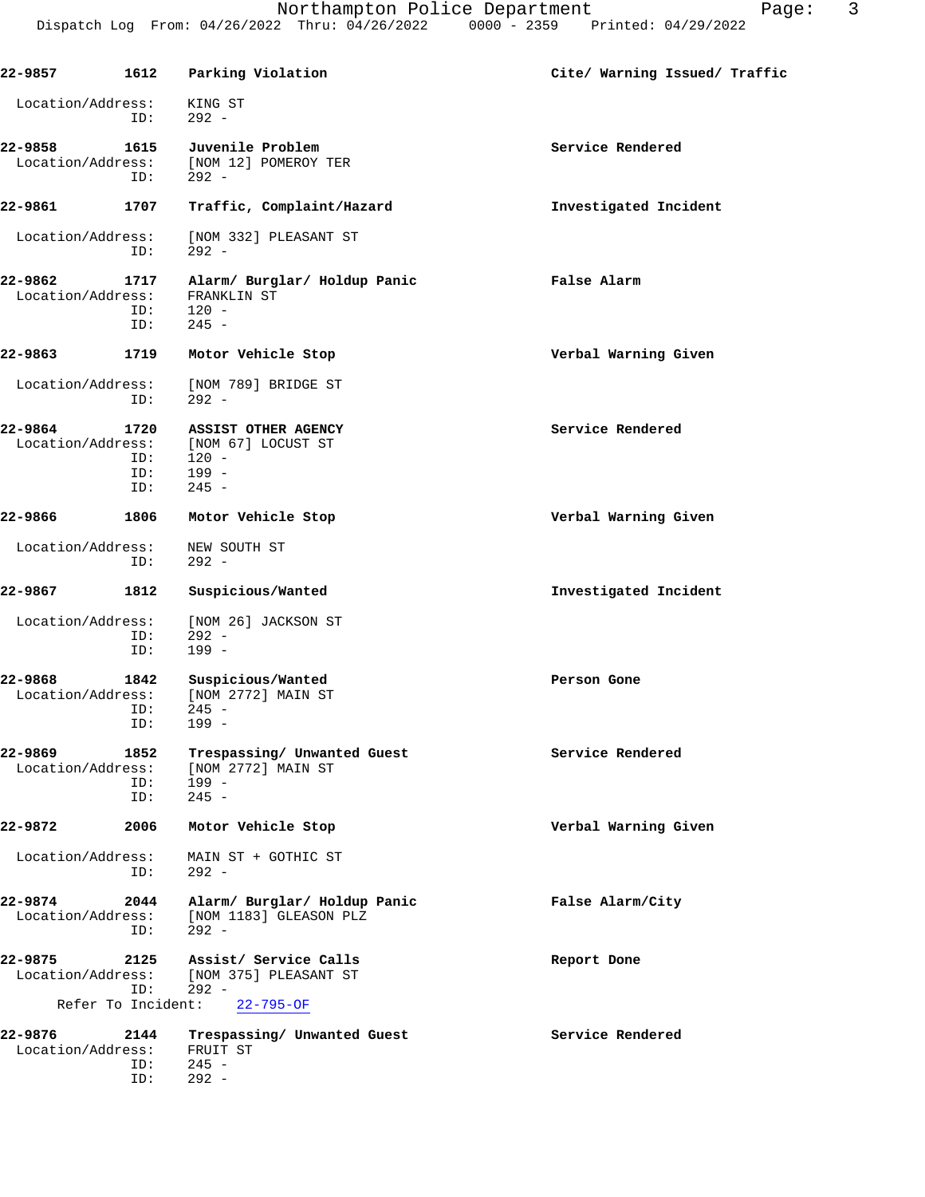**22-9857** **1612** **Parking Violation** **Cite/ Warning Issued/ Traffic**

Location/Address: KING ST
ID: 292 -

**22-9858** **1615** **Juvenile Problem** **Service Rendered**
Location/Address: [NOM 12] POMEROY TER
ID: 292 -

**22-9861** **1707** **Traffic, Complaint/Hazard** **Investigated Incident**

Location/Address: [NOM 332] PLEASANT ST
ID: 292 -

**22-9862** **1717** **Alarm/ Burglar/ Holdup Panic** **False Alarm**
Location/Address: FRANKLIN ST
ID: 120 -
ID: 245 -

**22-9863** **1719** **Motor Vehicle Stop** **Verbal Warning Given**

Location/Address: [NOM 789] BRIDGE ST
ID: 292 -

**22-9864** **1720** **ASSIST OTHER AGENCY** **Service Rendered**
Location/Address: [NOM 67] LOCUST ST
ID: 120 -
ID: 199 -
ID: 245 -

**22-9866** **1806** **Motor Vehicle Stop** **Verbal Warning Given**

Location/Address: NEW SOUTH ST
ID: 292 -

**22-9867** **1812** **Suspicious/Wanted** **Investigated Incident**

Location/Address: [NOM 26] JACKSON ST
ID: 292 -
ID: 199 -

**22-9868** **1842** **Suspicious/Wanted** **Person Gone**
Location/Address: [NOM 2772] MAIN ST
ID: 245 -
ID: 199 -

**22-9869** **1852** **Trespassing/ Unwanted Guest** **Service Rendered**
Location/Address: [NOM 2772] MAIN ST
ID: 199 -
ID: 245 -

**22-9872** **2006** **Motor Vehicle Stop** **Verbal Warning Given**

Location/Address: MAIN ST + GOTHIC ST
ID: 292 -

**22-9874** **2044** **Alarm/ Burglar/ Holdup Panic** **False Alarm/City**
Location/Address: [NOM 1183] GLEASON PLZ
ID: 292 -

**22-9875** **2125** **Assist/ Service Calls** **Report Done**
Location/Address: [NOM 375] PLEASANT ST
ID: 292 -
Refer To Incident: 22-795-OF

**22-9876** **2144** **Trespassing/ Unwanted Guest** **Service Rendered**
Location/Address: FRUIT ST
ID: 245 -
ID: 292 -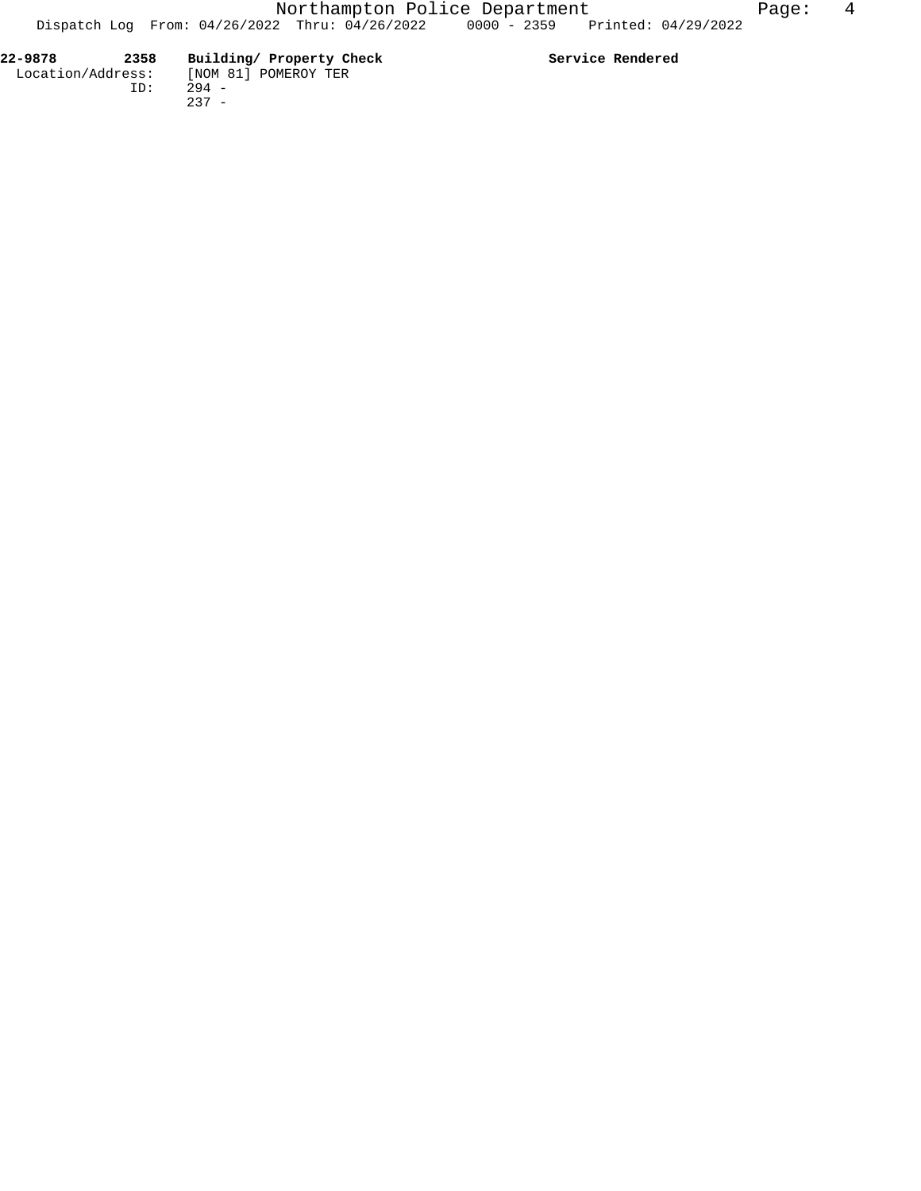**22-9878 2358 Building/ Property Check** **Service Rendered**

Location/Address: [NOM 81] POMEROY TER

ID: 294 -

237 -